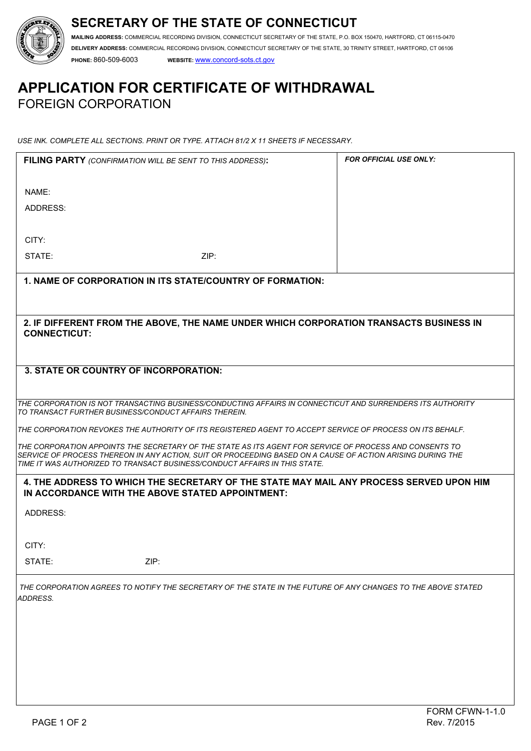# SECRETARY OF THE STATE OF CONNECTICUT

**MAILING ADDRESS:** COMMERCIAL RECORDING DIVISION, CONNECTICUT SECRETARY OF THE STATE, P.O. BOX 150470, HARTFORD, CT 06115-0470

**DELIVERY ADDRESS:** COMMERCIAL RECORDING DIVISION, CONNECTICUT SECRETARY OF THE STATE, 30 TRINITY STREET, HARTFORD, CT 06106

**PHONE:** 860-509-6003 **WEBSITE:** www.concord-sots.ct.gov

# APPLICATION FOR CERTIFICATE OF WITHDRAWAL

## FOREIGN CORPORATION

*USE INK. COMPLETE ALL SECTIONS. PRINT OR TYPE. ATTACH 81/2 X 11 SHEETS IF NECESSARY.*

| **FILING PARTY** *(CONFIRMATION WILL BE SENT TO THIS ADDRESS)***:** | ***FOR OFFICIAL USE ONLY:*** |
|---|---|
| NAME: | |
| ADDRESS: | |
| CITY: | |
| STATE: ZIP: | |

**1. NAME OF CORPORATION IN ITS STATE/COUNTRY OF FORMATION:**

**2. IF DIFFERENT FROM THE ABOVE, THE NAME UNDER WHICH CORPORATION TRANSACTS BUSINESS IN CONNECTICUT:**

**3. STATE OR COUNTRY OF INCORPORATION:**

*THE CORPORATION IS NOT TRANSACTING BUSINESS/CONDUCTING AFFAIRS IN CONNECTICUT AND SURRENDERS ITS AUTHORITY TO TRANSACT FURTHER BUSINESS/CONDUCT AFFAIRS THEREIN.*

*THE CORPORATION REVOKES THE AUTHORITY OF ITS REGISTERED AGENT TO ACCEPT SERVICE OF PROCESS ON ITS BEHALF.*

*THE CORPORATION APPOINTS THE SECRETARY OF THE STATE AS ITS AGENT FOR SERVICE OF PROCESS AND CONSENTS TO SERVICE OF PROCESS THEREON IN ANY ACTION, SUIT OR PROCEEDING BASED ON A CAUSE OF ACTION ARISING DURING THE TIME IT WAS AUTHORIZED TO TRANSACT BUSINESS/CONDUCT AFFAIRS IN THIS STATE.*

**4. THE ADDRESS TO WHICH THE SECRETARY OF THE STATE MAY MAIL ANY PROCESS SERVED UPON HIM IN ACCORDANCE WITH THE ABOVE STATED APPOINTMENT:**

ADDRESS:

CITY:

STATE: ZIP:

*THE CORPORATION AGREES TO NOTIFY THE SECRETARY OF THE STATE IN THE FUTURE OF ANY CHANGES TO THE ABOVE STATED ADDRESS.*

FORM CFWN-1-1.0
Rev. 7/2015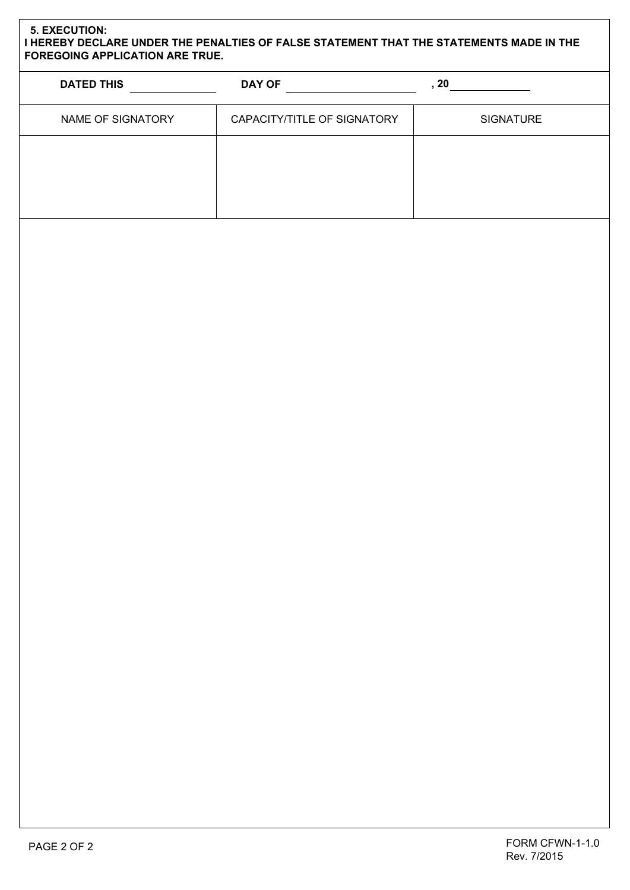**5. EXECUTION:**
**I HEREBY DECLARE UNDER THE PENALTIES OF FALSE STATEMENT THAT THE STATEMENTS MADE IN THE FOREGOING APPLICATION ARE TRUE.**

**DATED THIS** ____________ **DAY OF** ____________________ **, 20** ____________

| NAME OF SIGNATORY | CAPACITY/TITLE OF SIGNATORY | SIGNATURE |
|---|---|---|
| | | |

FORM CFWN-1-1.0
Rev. 7/2015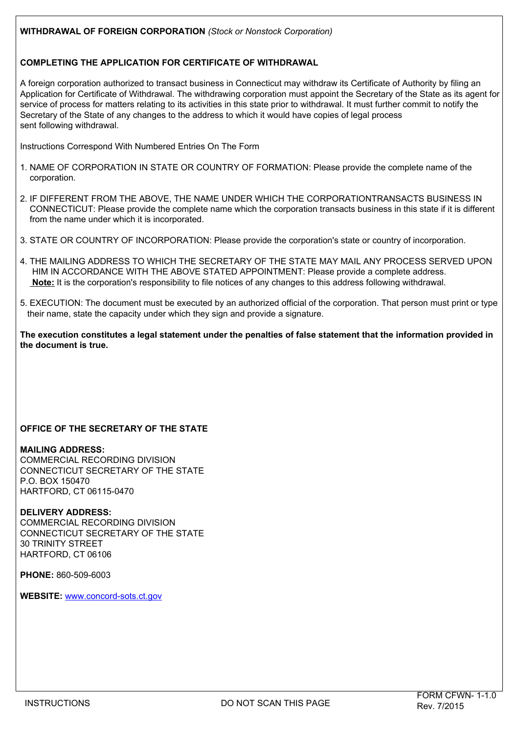**WITHDRAWAL OF FOREIGN CORPORATION** *(Stock or Nonstock Corporation)*

**COMPLETING THE APPLICATION FOR CERTIFICATE OF WITHDRAWAL**

A foreign corporation authorized to transact business in Connecticut may withdraw its Certificate of Authority by filing an Application for Certificate of Withdrawal. The withdrawing corporation must appoint the Secretary of the State as its agent for service of process for matters relating to its activities in this state prior to withdrawal. It must further commit to notify the Secretary of the State of any changes to the address to which it would have copies of legal process sent following withdrawal.

Instructions Correspond With Numbered Entries On The Form

1. NAME OF CORPORATION IN STATE OR COUNTRY OF FORMATION: Please provide the complete name of the corporation.

2. IF DIFFERENT FROM THE ABOVE, THE NAME UNDER WHICH THE CORPORATIONTRANSACTS BUSINESS IN CONNECTICUT: Please provide the complete name which the corporation transacts business in this state if it is different from the name under which it is incorporated.

3. STATE OR COUNTRY OF INCORPORATION: Please provide the corporation's state or country of incorporation.

4. THE MAILING ADDRESS TO WHICH THE SECRETARY OF THE STATE MAY MAIL ANY PROCESS SERVED UPON HIM IN ACCORDANCE WITH THE ABOVE STATED APPOINTMENT: Please provide a complete address.
   **Note:** It is the corporation's responsibility to file notices of any changes to this address following withdrawal.

5. EXECUTION: The document must be executed by an authorized official of the corporation. That person must print or type their name, state the capacity under which they sign and provide a signature.

**The execution constitutes a legal statement under the penalties of false statement that the information provided in the document is true.**

**OFFICE OF THE SECRETARY OF THE STATE**

**MAILING ADDRESS:**
COMMERCIAL RECORDING DIVISION
CONNECTICUT SECRETARY OF THE STATE
P.O. BOX 150470
HARTFORD, CT 06115-0470

**DELIVERY ADDRESS:**
COMMERCIAL RECORDING DIVISION
CONNECTICUT SECRETARY OF THE STATE
30 TRINITY STREET
HARTFORD, CT 06106

**PHONE:** 860-509-6003

**WEBSITE:** www.concord-sots.ct.gov

INSTRUCTIONS — DO NOT SCAN THIS PAGE — FORM CFWN- 1-1.0 Rev. 7/2015